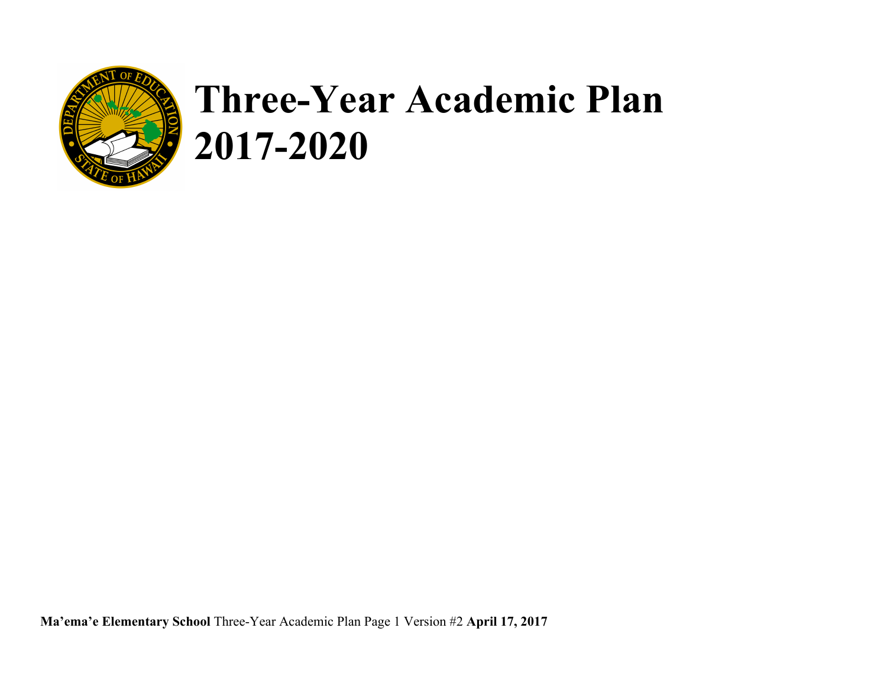# Three-Year Academic Plan 2017-2020

**Ma'ema'e Elementary School** Three-Year Academic Plan Page 1 Version #2 **April 17, 2017**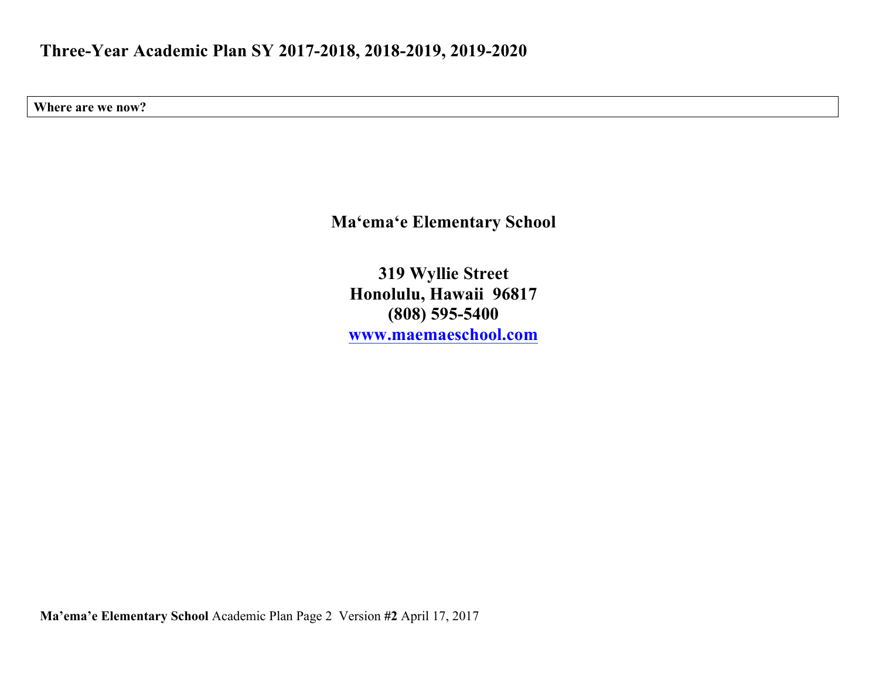# Three-Year Academic Plan SY 2017-2018, 2018-2019, 2019-2020

**Where are we now?**

**Ma‘ema‘e Elementary School**

**319 Wyllie Street**
**Honolulu, Hawaii 96817**
**(808) 595-5400**
**[www.maemaeschool.com](http://www.maemaeschool.com)**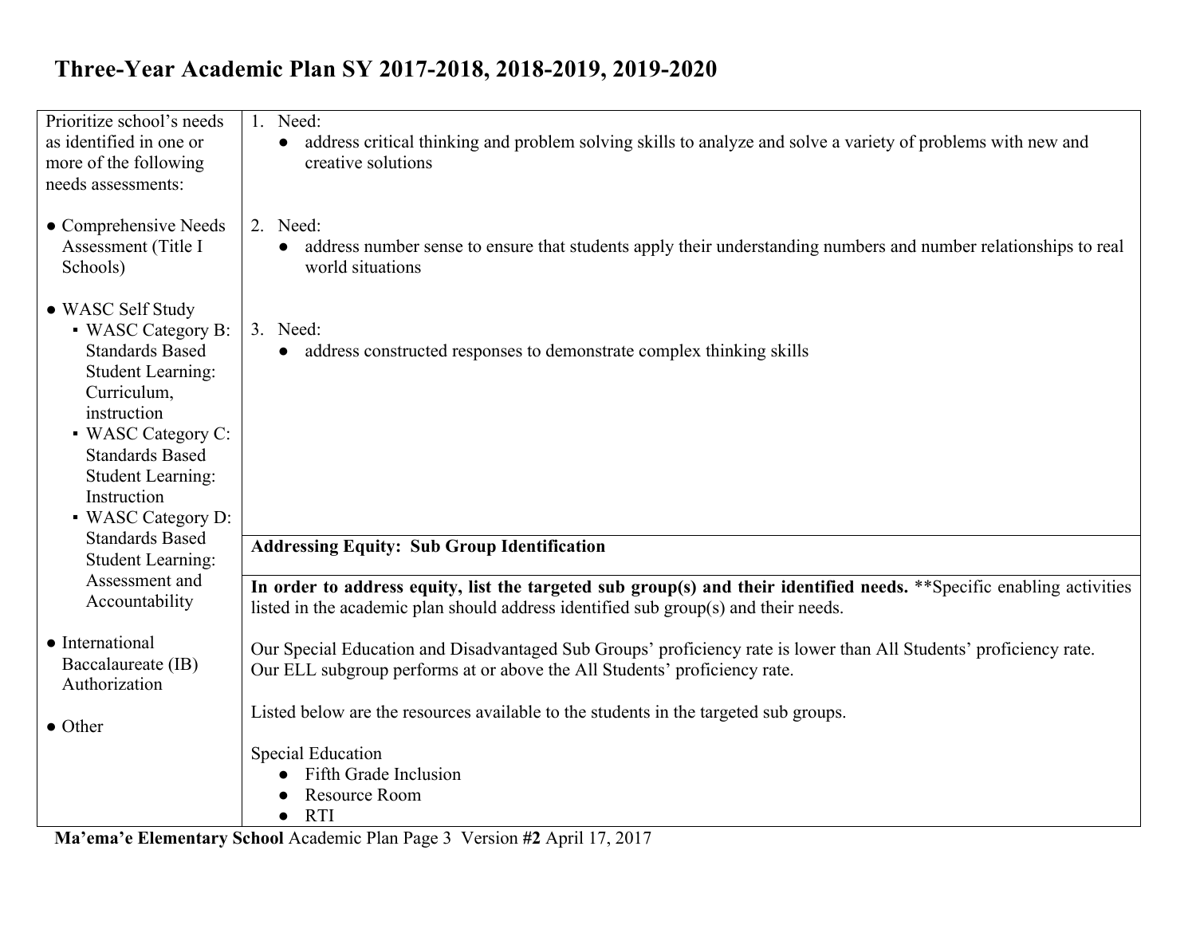# Three-Year Academic Plan SY 2017-2018, 2018-2019, 2019-2020

| Prioritize school's needs as identified in one or more of the following needs assessments: | |
|---|---|
| Prioritize school's needs as identified in one or more of the following needs assessments:<br><br>● Comprehensive Needs Assessment (Title I Schools)<br><br>● WASC Self Study<br>&nbsp;&nbsp;▪ WASC Category B: Standards Based Student Learning: Curriculum, instruction<br>&nbsp;&nbsp;▪ WASC Category C: Standards Based Student Learning: Instruction<br>&nbsp;&nbsp;▪ WASC Category D: Standards Based Student Learning: Assessment and Accountability<br><br>● International Baccalaureate (IB) Authorization<br><br>● Other | 1. Need:<br>● address critical thinking and problem solving skills to analyze and solve a variety of problems with new and creative solutions<br><br>2. Need:<br>● address number sense to ensure that students apply their understanding numbers and number relationships to real world situations<br><br>3. Need:<br>● address constructed responses to demonstrate complex thinking skills<br><br>**Addressing Equity: Sub Group Identification**<br><br>**In order to address equity, list the targeted sub group(s) and their identified needs.** **Specific enabling activities listed in the academic plan should address identified sub group(s) and their needs.<br><br>Our Special Education and Disadvantaged Sub Groups' proficiency rate is lower than All Students' proficiency rate. Our ELL subgroup performs at or above the All Students' proficiency rate.<br><br>Listed below are the resources available to the students in the targeted sub groups.<br><br>Special Education<br>● Fifth Grade Inclusion<br>● Resource Room<br>● RTI |

**Ma'ema'e Elementary School** Academic Plan Page 3 Version **#2** April 17, 2017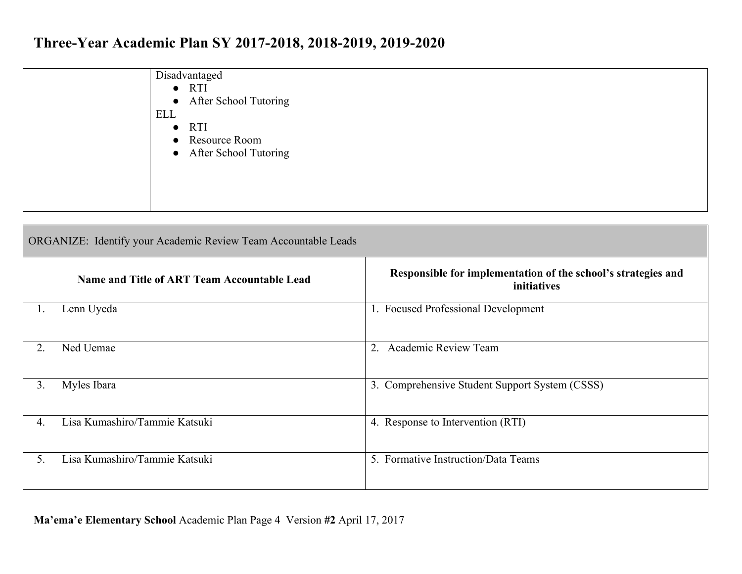| | |
|---|---|
| | Disadvantaged<br>● RTI<br>● After School Tutoring<br>ELL<br>● RTI<br>● Resource Room<br>● After School Tutoring |

| ORGANIZE: Identify your Academic Review Team Accountable Leads | |
|---|---|
| **Name and Title of ART Team Accountable Lead** | **Responsible for implementation of the school's strategies and initiatives** |
| 1. Lenn Uyeda | 1. Focused Professional Development |
| 2. Ned Uemae | 2. Academic Review Team |
| 3. Myles Ibara | 3. Comprehensive Student Support System (CSSS) |
| 4. Lisa Kumashiro/Tammie Katsuki | 4. Response to Intervention (RTI) |
| 5. Lisa Kumashiro/Tammie Katsuki | 5. Formative Instruction/Data Teams |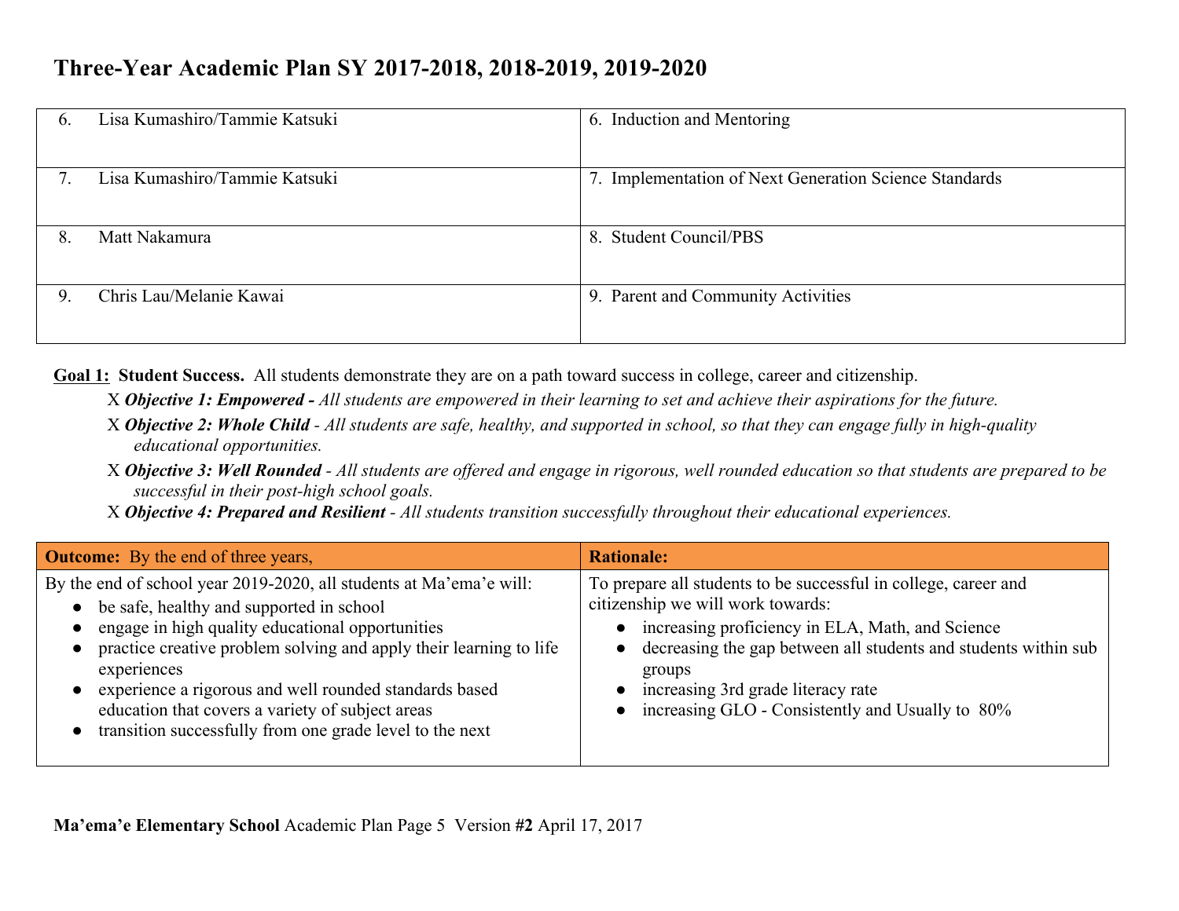# Three-Year Academic Plan SY 2017-2018, 2018-2019, 2019-2020

| | |
|---|---|
| 6. Lisa Kumashiro/Tammie Katsuki | 6. Induction and Mentoring |
| 7. Lisa Kumashiro/Tammie Katsuki | 7. Implementation of Next Generation Science Standards |
| 8. Matt Nakamura | 8. Student Council/PBS |
| 9. Chris Lau/Melanie Kawai | 9. Parent and Community Activities |

**Goal 1: Student Success.** All students demonstrate they are on a path toward success in college, career and citizenship.

X ***Objective 1: Empowered -*** *All students are empowered in their learning to set and achieve their aspirations for the future.*

X ***Objective 2: Whole Child*** *- All students are safe, healthy, and supported in school, so that they can engage fully in high-quality educational opportunities.*

X ***Objective 3: Well Rounded*** *- All students are offered and engage in rigorous, well rounded education so that students are prepared to be successful in their post-high school goals.*

X ***Objective 4: Prepared and Resilient*** *- All students transition successfully throughout their educational experiences.*

| **Outcome:** By the end of three years, | **Rationale:** |
|---|---|
| By the end of school year 2019-2020, all students at Ma'ema'e will:<br>● be safe, healthy and supported in school<br>● engage in high quality educational opportunities<br>● practice creative problem solving and apply their learning to life experiences<br>● experience a rigorous and well rounded standards based education that covers a variety of subject areas<br>● transition successfully from one grade level to the next | To prepare all students to be successful in college, career and citizenship we will work towards:<br>● increasing proficiency in ELA, Math, and Science<br>● decreasing the gap between all students and students within sub groups<br>● increasing 3rd grade literacy rate<br>● increasing GLO - Consistently and Usually to 80% |

**Ma'ema'e Elementary School** Academic Plan Page 5 Version **#2** April 17, 2017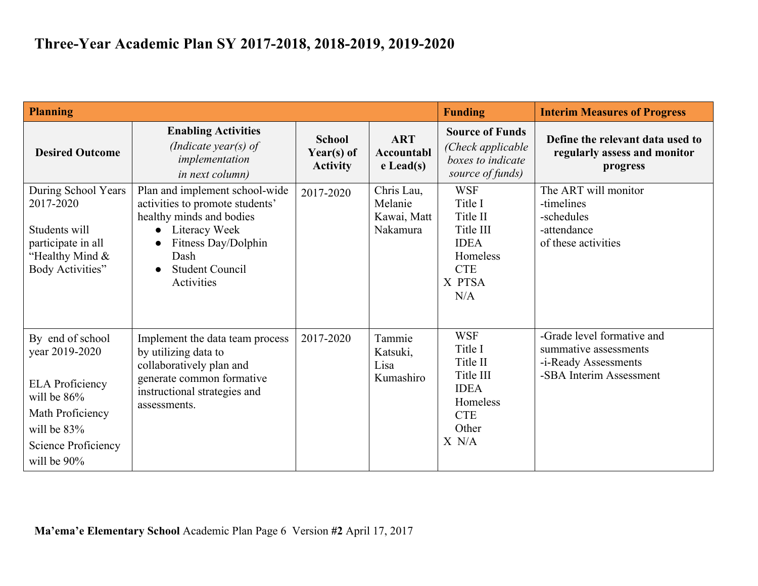# Three-Year Academic Plan SY 2017-2018, 2018-2019, 2019-2020

| **Planning** | | | | **Funding** | **Interim Measures of Progress** |
|---|---|---|---|---|---|
| **Desired Outcome** | **Enabling Activities** *(Indicate year(s) of implementation in next column)* | **School Year(s) of Activity** | **ART Accountable Lead(s)** | **Source of Funds** *(Check applicable boxes to indicate source of funds)* | **Define the relevant data used to regularly assess and monitor progress** |
| During School Years 2017-2020<br><br>Students will participate in all "Healthy Mind & Body Activities" | Plan and implement school-wide activities to promote students' healthy minds and bodies<br>● Literacy Week<br>● Fitness Day/Dolphin Dash<br>● Student Council Activities | 2017-2020 | Chris Lau, Melanie Kawai, Matt Nakamura | WSF<br>Title I<br>Title II<br>Title III<br>IDEA<br>Homeless<br>CTE<br>X PTSA<br>N/A | The ART will monitor<br>-timelines<br>-schedules<br>-attendance<br>of these activities |
| By end of school year 2019-2020<br><br>ELA Proficiency will be 86%<br>Math Proficiency will be 83%<br>Science Proficiency will be 90% | Implement the data team process by utilizing data to collaboratively plan and generate common formative instructional strategies and assessments. | 2017-2020 | Tammie Katsuki, Lisa Kumashiro | WSF<br>Title I<br>Title II<br>Title III<br>IDEA<br>Homeless<br>CTE<br>Other<br>X N/A | -Grade level formative and summative assessments<br>-i-Ready Assessments<br>-SBA Interim Assessment |

**Ma'ema'e Elementary School** Academic Plan Page 6 Version **#2** April 17, 2017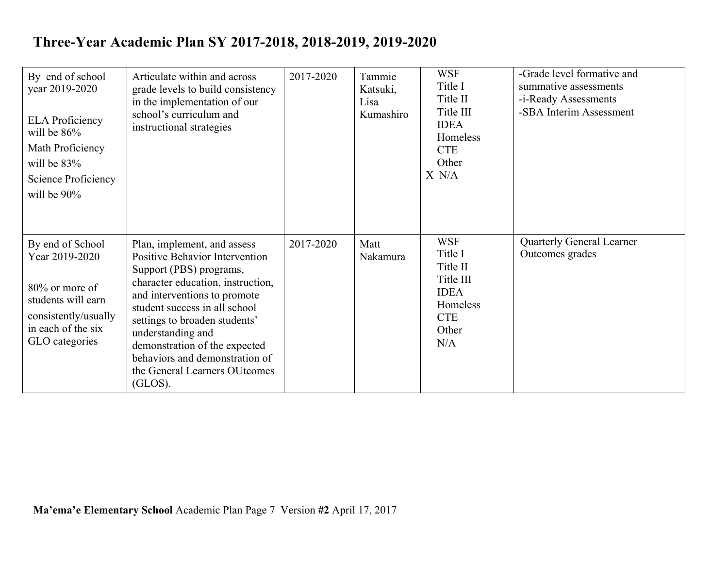# Three-Year Academic Plan SY 2017-2018, 2018-2019, 2019-2020

| | | | | | |
|---|---|---|---|---|---|
| By end of school year 2019-2020<br><br>ELA Proficiency will be 86%<br>Math Proficiency will be 83%<br>Science Proficiency will be 90% | Articulate within and across grade levels to build consistency in the implementation of our school's curriculum and instructional strategies | 2017-2020 | Tammie Katsuki, Lisa Kumashiro | WSF<br>Title I<br>Title II<br>Title III<br>IDEA<br>Homeless<br>CTE<br>Other<br>X N/A | -Grade level formative and summative assessments<br>-i-Ready Assessments<br>-SBA Interim Assessment |
| By end of School Year 2019-2020<br><br>80% or more of students will earn consistently/usually in each of the six GLO categories | Plan, implement, and assess Positive Behavior Intervention Support (PBS) programs, character education, instruction, and interventions to promote student success in all school settings to broaden students' understanding and demonstration of the expected behaviors and demonstration of the General Learners OUtcomes (GLOS). | 2017-2020 | Matt Nakamura | WSF<br>Title I<br>Title II<br>Title III<br>IDEA<br>Homeless<br>CTE<br>Other<br>N/A | Quarterly General Learner Outcomes grades |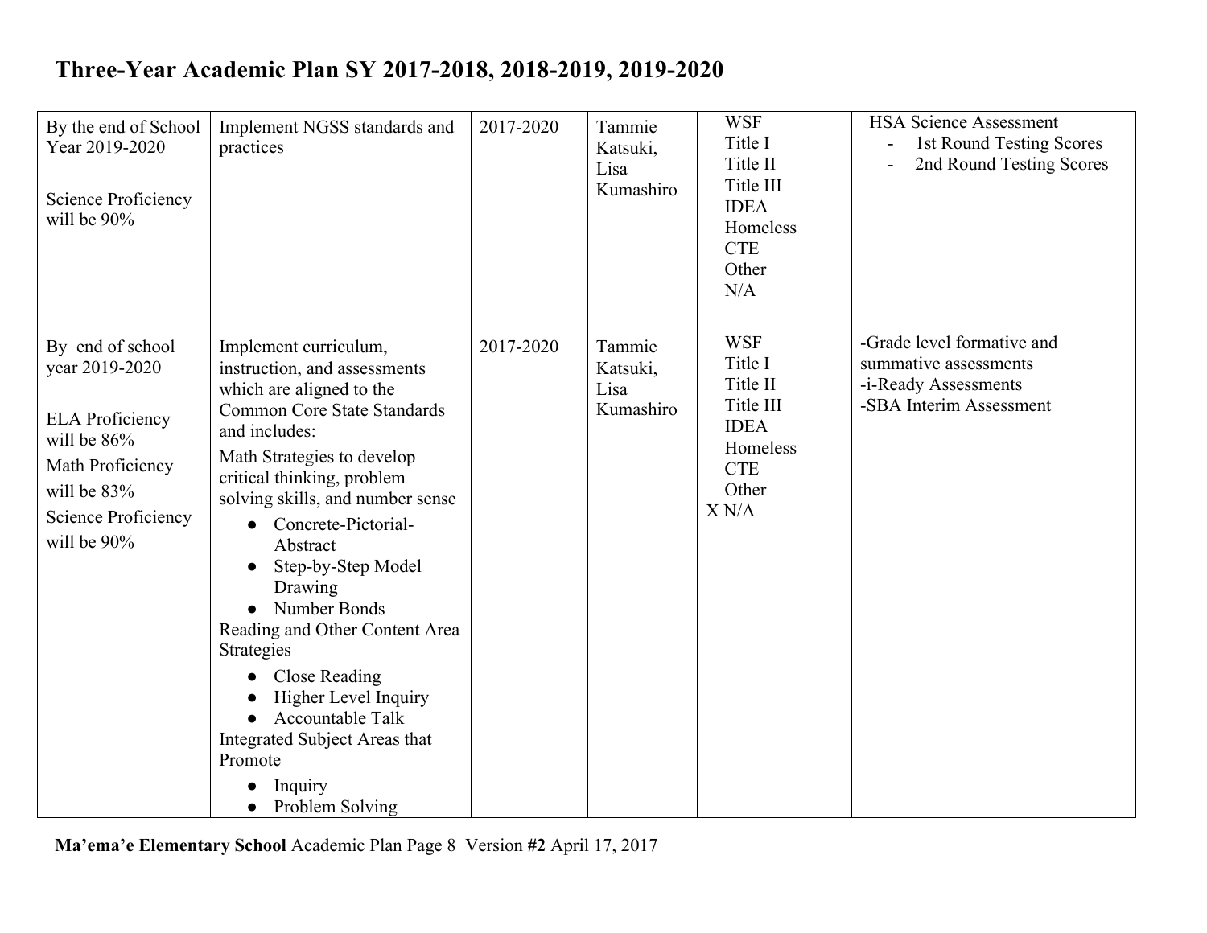# Three-Year Academic Plan SY 2017-2018, 2018-2019, 2019-2020

| | | | | | |
|---|---|---|---|---|---|
| By the end of School Year 2019-2020<br><br>Science Proficiency will be 90% | Implement NGSS standards and practices | 2017-2020 | Tammie Katsuki, Lisa Kumashiro | WSF<br>Title I<br>Title II<br>Title III<br>IDEA<br>Homeless<br>CTE<br>Other<br>N/A | HSA Science Assessment<br>- 1st Round Testing Scores<br>- 2nd Round Testing Scores |
| By end of school year 2019-2020<br><br>ELA Proficiency will be 86%<br>Math Proficiency will be 83%<br>Science Proficiency will be 90% | Implement curriculum, instruction, and assessments which are aligned to the Common Core State Standards and includes:<br>Math Strategies to develop critical thinking, problem solving skills, and number sense<br>● Concrete-Pictorial-Abstract<br>● Step-by-Step Model Drawing<br>● Number Bonds<br>Reading and Other Content Area Strategies<br>● Close Reading<br>● Higher Level Inquiry<br>● Accountable Talk<br>Integrated Subject Areas that Promote<br>● Inquiry<br>● Problem Solving | 2017-2020 | Tammie Katsuki, Lisa Kumashiro | WSF<br>Title I<br>Title II<br>Title III<br>IDEA<br>Homeless<br>CTE<br>Other<br>X N/A | -Grade level formative and summative assessments<br>-i-Ready Assessments<br>-SBA Interim Assessment |

**Ma'ema'e Elementary School** Academic Plan Page 8 Version **#2** April 17, 2017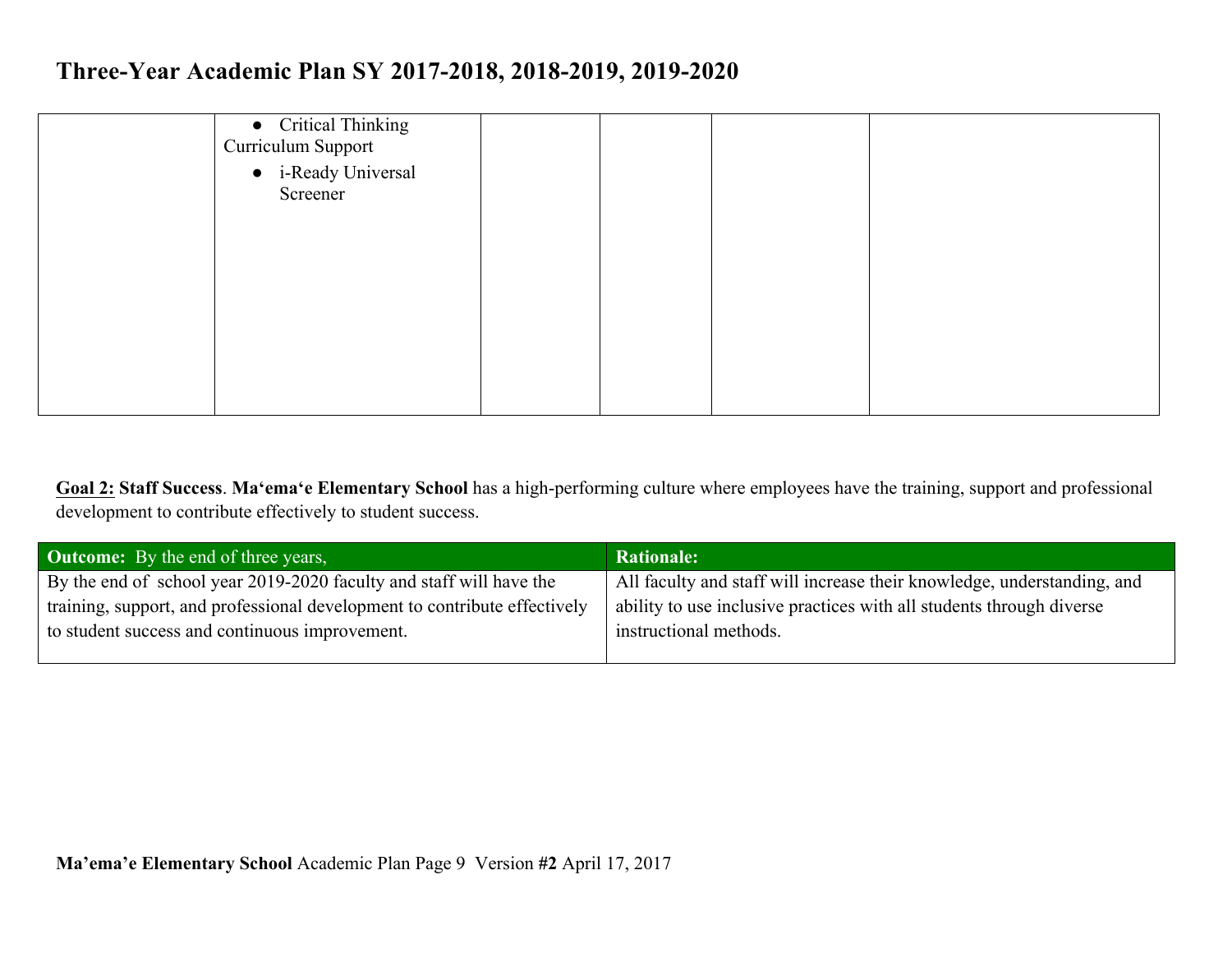# Three-Year Academic Plan SY 2017-2018, 2018-2019, 2019-2020

| | | | | | |
|---|---|---|---|---|---|
| | • Critical Thinking<br>Curriculum Support<br>• i-Ready Universal Screener | | | | |

**<u>Goal 2:</u> Staff Success**. **Maʻemaʻe Elementary School** has a high-performing culture where employees have the training, support and professional development to contribute effectively to student success.

| **Outcome:** By the end of three years, | **Rationale:** |
|---|---|
| By the end of school year 2019-2020 faculty and staff will have the training, support, and professional development to contribute effectively to student success and continuous improvement. | All faculty and staff will increase their knowledge, understanding, and ability to use inclusive practices with all students through diverse instructional methods. |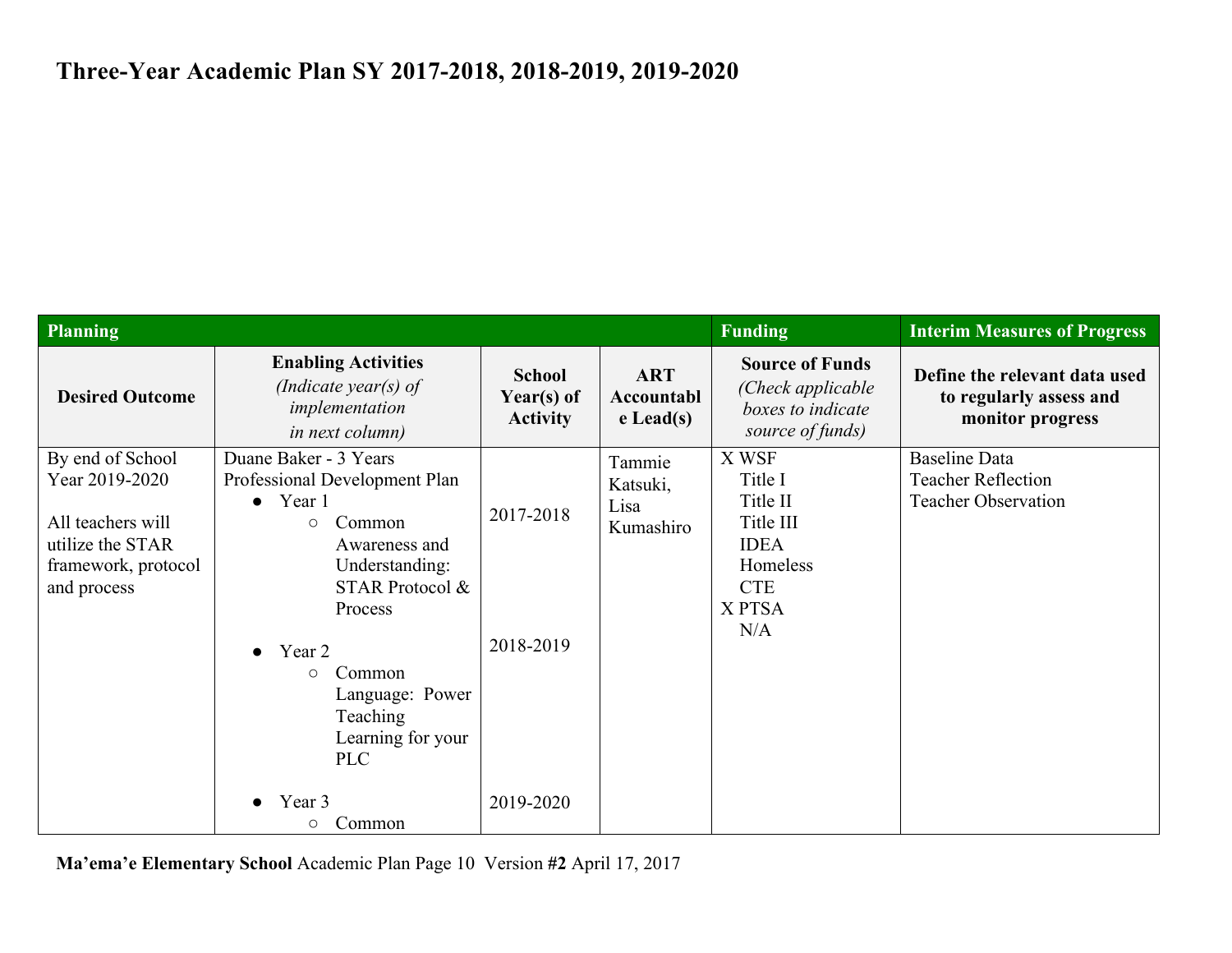# Three-Year Academic Plan SY 2017-2018, 2018-2019, 2019-2020

| Planning | | | | Funding | Interim Measures of Progress |
|---|---|---|---|---|---|
| **Desired Outcome** | **Enabling Activities** *(Indicate year(s) of implementation in next column)* | **School Year(s) of Activity** | **ART Accountable Lead(s)** | **Source of Funds** *(Check applicable boxes to indicate source of funds)* | **Define the relevant data used to regularly assess and monitor progress** |
| By end of School Year 2019-2020<br><br>All teachers will utilize the STAR framework, protocol and process | Duane Baker - 3 Years Professional Development Plan<br>● Year 1<br>○ Common Awareness and Understanding: STAR Protocol & Process<br><br>● Year 2<br>○ Common Language: Power Teaching Learning for your PLC<br><br>● Year 3<br>○ Common | 2017-2018<br><br>2018-2019<br><br>2019-2020 | Tammie Katsuki, Lisa Kumashiro | X WSF<br>Title I<br>Title II<br>Title III<br>IDEA<br>Homeless<br>CTE<br>X PTSA<br>N/A | Baseline Data<br>Teacher Reflection<br>Teacher Observation |

**Ma'ema'e Elementary School** Academic Plan Page 10 Version **#2** April 17, 2017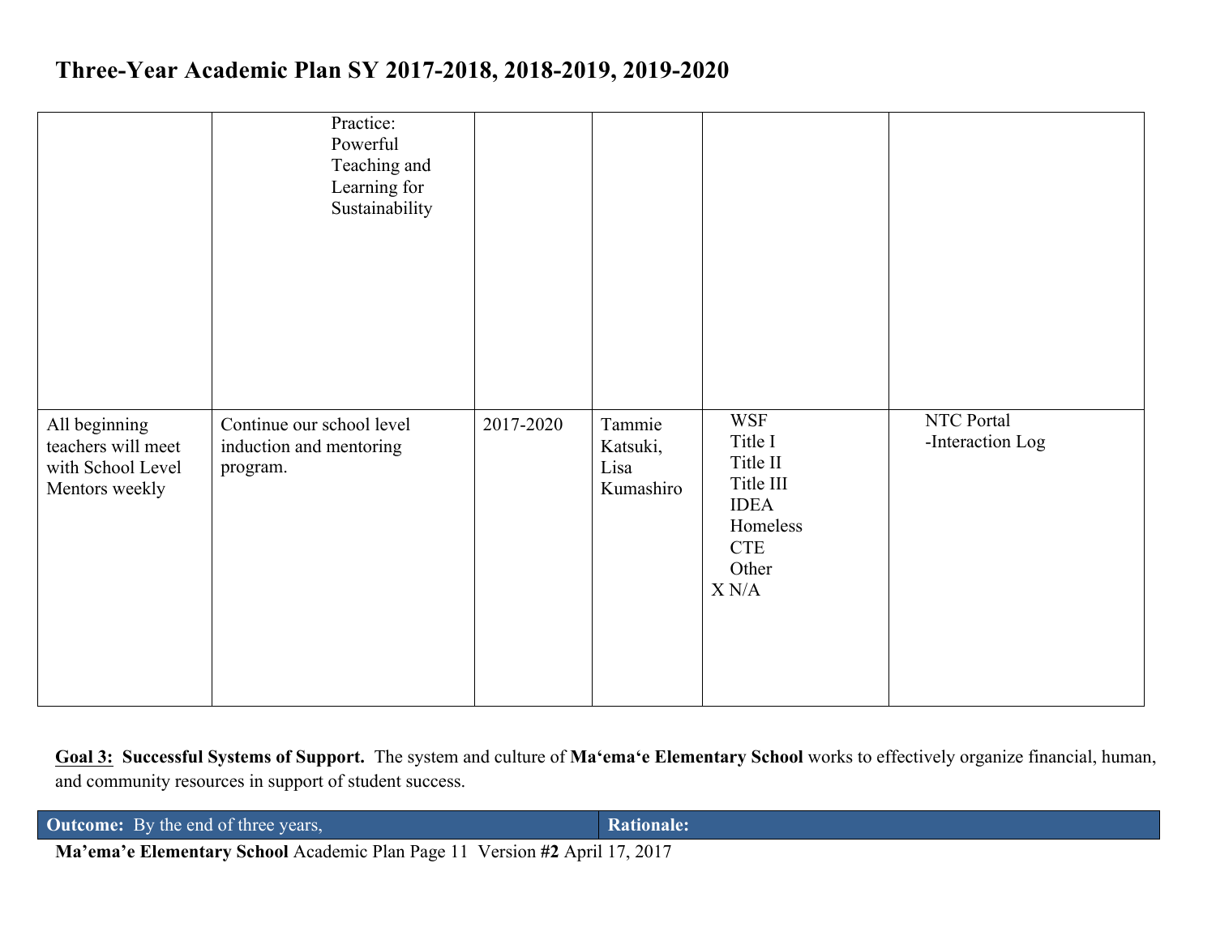| | | | | | |
|---|---|---|---|---|---|
| | Practice: Powerful Teaching and Learning for Sustainability | | | | |
| All beginning teachers will meet with School Level Mentors weekly | Continue our school level induction and mentoring program. | 2017-2020 | Tammie Katsuki, Lisa Kumashiro | WSF<br>Title I<br>Title II<br>Title III<br>IDEA<br>Homeless<br>CTE<br>Other<br>X N/A | NTC Portal<br>-Interaction Log |

**Goal 3: Successful Systems of Support.** The system and culture of **Maʻemaʻe Elementary School** works to effectively organize financial, human, and community resources in support of student success.

| **Outcome:** By the end of three years, | **Rationale:** |
|---|---|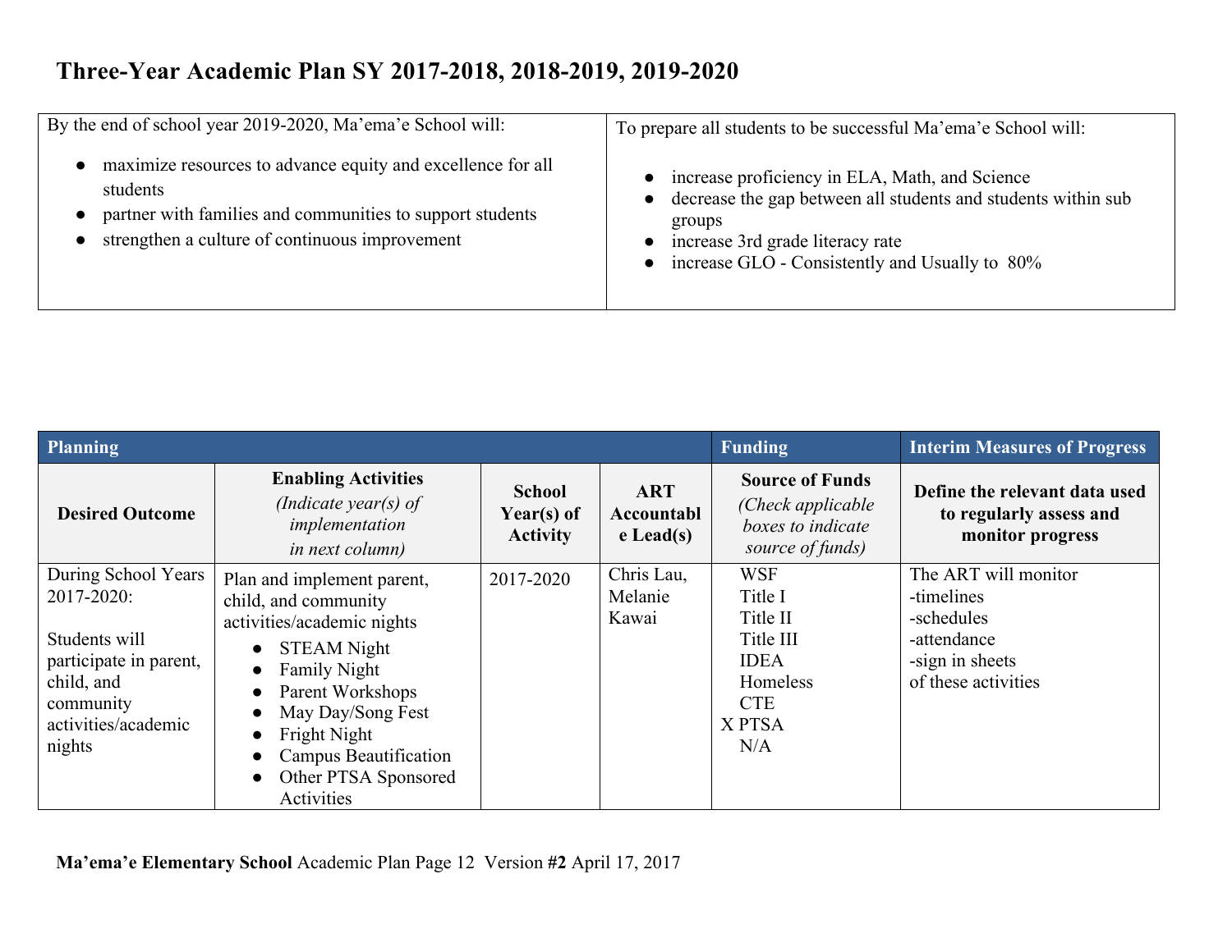# Three-Year Academic Plan SY 2017-2018, 2018-2019, 2019-2020

| By the end of school year 2019-2020, Ma'ema'e School will: | To prepare all students to be successful Ma'ema'e School will: |
|---|---|
| • maximize resources to advance equity and excellence for all students<br>• partner with families and communities to support students<br>• strengthen a culture of continuous improvement | • increase proficiency in ELA, Math, and Science<br>• decrease the gap between all students and students within sub groups<br>• increase 3rd grade literacy rate<br>• increase GLO - Consistently and Usually to 80% |

| **Planning** | | | | **Funding** | **Interim Measures of Progress** |
|---|---|---|---|---|---|
| **Desired Outcome** | **Enabling Activities** *(Indicate year(s) of implementation in next column)* | **School Year(s) of Activity** | **ART Accountable Lead(s)** | **Source of Funds** *(Check applicable boxes to indicate source of funds)* | **Define the relevant data used to regularly assess and monitor progress** |
| During School Years 2017-2020:<br><br>Students will participate in parent, child, and community activities/academic nights | Plan and implement parent, child, and community activities/academic nights<br>• STEAM Night<br>• Family Night<br>• Parent Workshops<br>• May Day/Song Fest<br>• Fright Night<br>• Campus Beautification<br>• Other PTSA Sponsored Activities | 2017-2020 | Chris Lau, Melanie Kawai | WSF<br>Title I<br>Title II<br>Title III<br>IDEA<br>Homeless<br>CTE<br>X PTSA<br>N/A | The ART will monitor<br>-timelines<br>-schedules<br>-attendance<br>-sign in sheets<br>of these activities |

**Ma'ema'e Elementary School** Academic Plan Page 12 Version **#2** April 17, 2017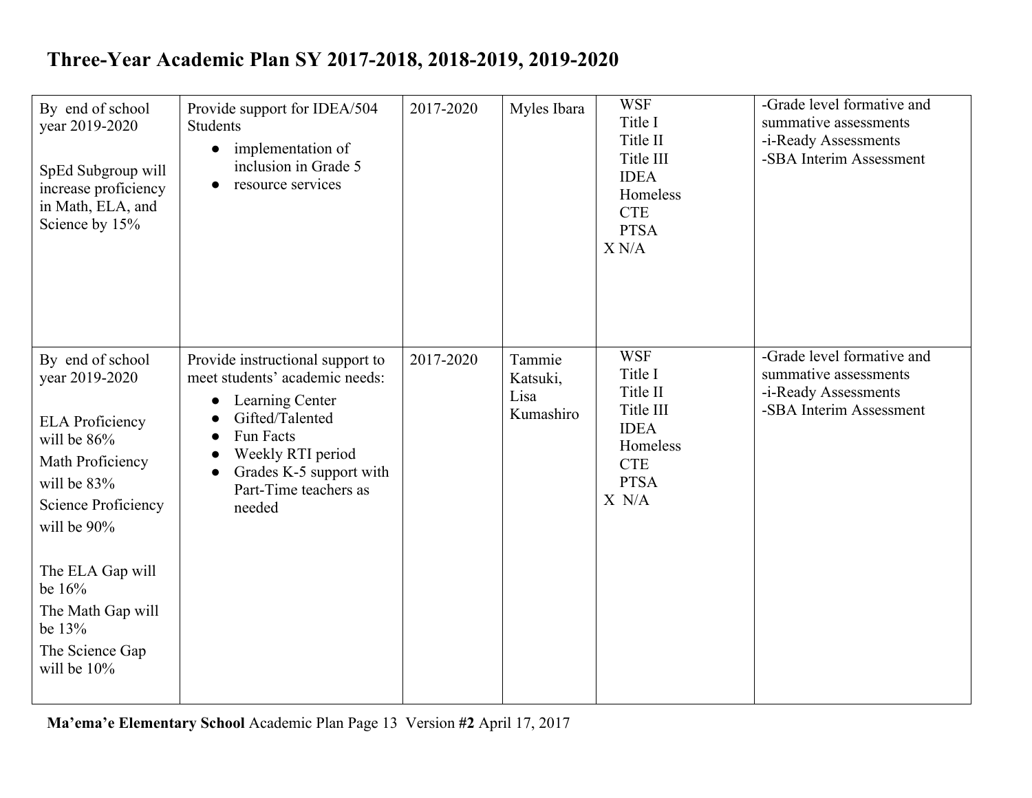# Three-Year Academic Plan SY 2017-2018, 2018-2019, 2019-2020

| | | | | | |
|---|---|---|---|---|---|
| By end of school year 2019-2020<br><br>SpEd Subgroup will increase proficiency in Math, ELA, and Science by 15% | Provide support for IDEA/504 Students<br>• implementation of inclusion in Grade 5<br>• resource services | 2017-2020 | Myles Ibara | WSF<br>Title I<br>Title II<br>Title III<br>IDEA<br>Homeless<br>CTE<br>PTSA<br>X N/A | -Grade level formative and summative assessments<br>-i-Ready Assessments<br>-SBA Interim Assessment |
| By end of school year 2019-2020<br><br>ELA Proficiency will be 86%<br>Math Proficiency will be 83%<br>Science Proficiency will be 90%<br><br>The ELA Gap will be 16%<br>The Math Gap will be 13%<br>The Science Gap will be 10% | Provide instructional support to meet students' academic needs:<br>• Learning Center<br>• Gifted/Talented<br>• Fun Facts<br>• Weekly RTI period<br>• Grades K-5 support with Part-Time teachers as needed | 2017-2020 | Tammie Katsuki, Lisa Kumashiro | WSF<br>Title I<br>Title II<br>Title III<br>IDEA<br>Homeless<br>CTE<br>PTSA<br>X N/A | -Grade level formative and summative assessments<br>-i-Ready Assessments<br>-SBA Interim Assessment |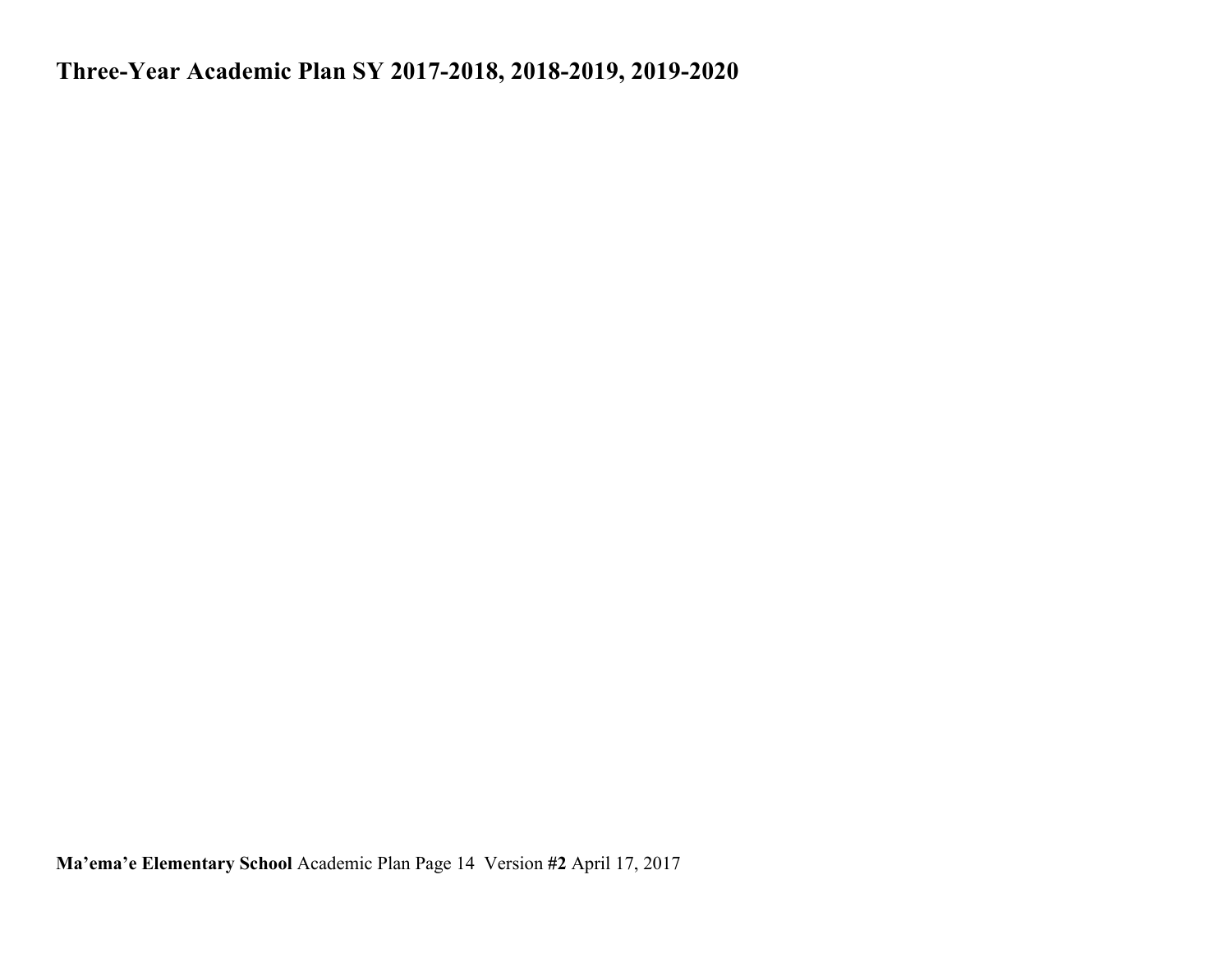## Three-Year Academic Plan SY 2017-2018, 2018-2019, 2019-2020